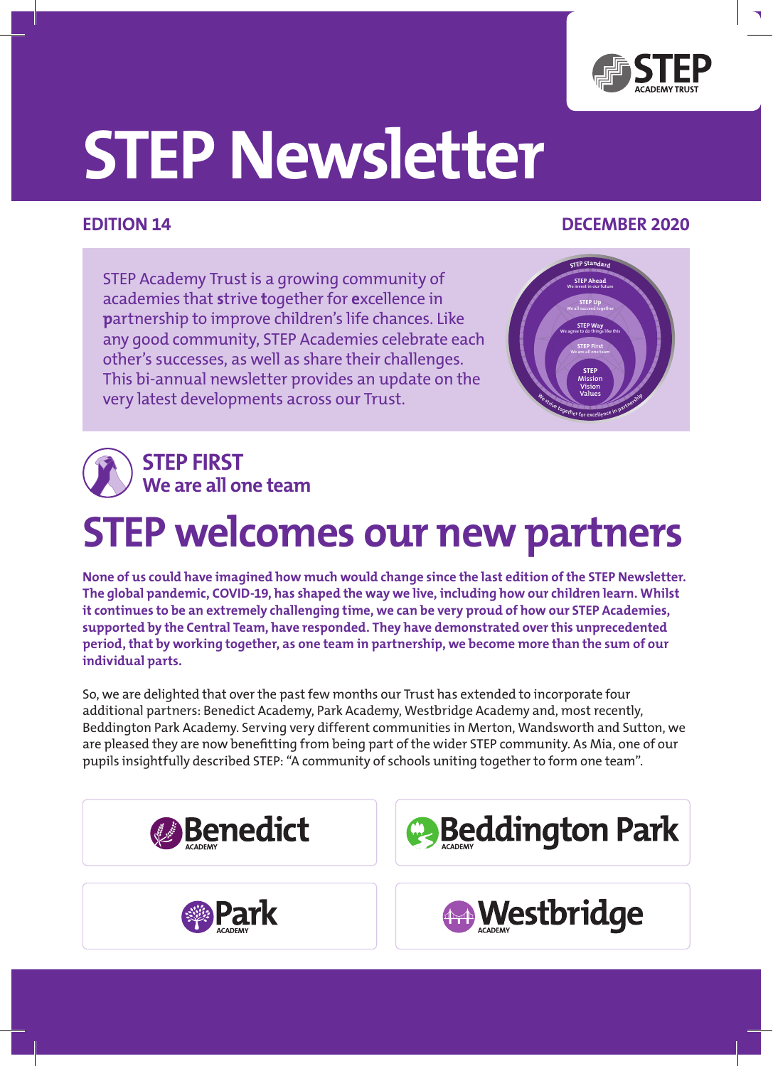# STEP Newsletter

**EDITION 14** | **DECEMBER 2020**

STEP Academy Trust is a growing community of academies that **s**trive **t**ogether for **e**xcellence in **p**artnership to improve children's life chances. Like any good community, STEP Academies celebrate each other's successes, as well as share their challenges. This bi-annual newsletter provides an update on the very latest developments across our Trust.

STEP Standard
STEP Ahead – We invest in our future
STEP Up – We all succeed together
STEP Way – We agree to do things like this
STEP First – We are all one team
STEP Mission Vision Values
We strive together for excellence in partnership

## STEP FIRST
### We are all one team

# STEP welcomes our new partners

**None of us could have imagined how much would change since the last edition of the STEP Newsletter. The global pandemic, COVID-19, has shaped the way we live, including how our children learn. Whilst it continues to be an extremely challenging time, we can be very proud of how our STEP Academies, supported by the Central Team, have responded. They have demonstrated over this unprecedented period, that by working together, as one team in partnership, we become more than the sum of our individual parts.**

So, we are delighted that over the past few months our Trust has extended to incorporate four additional partners: Benedict Academy, Park Academy, Westbridge Academy and, most recently, Beddington Park Academy. Serving very different communities in Merton, Wandsworth and Sutton, we are pleased they are now benefitting from being part of the wider STEP community. As Mia, one of our pupils insightfully described STEP: "A community of schools uniting together to form one team".

Benedict Academy | Beddington Park Academy | Park Academy | Westbridge Academy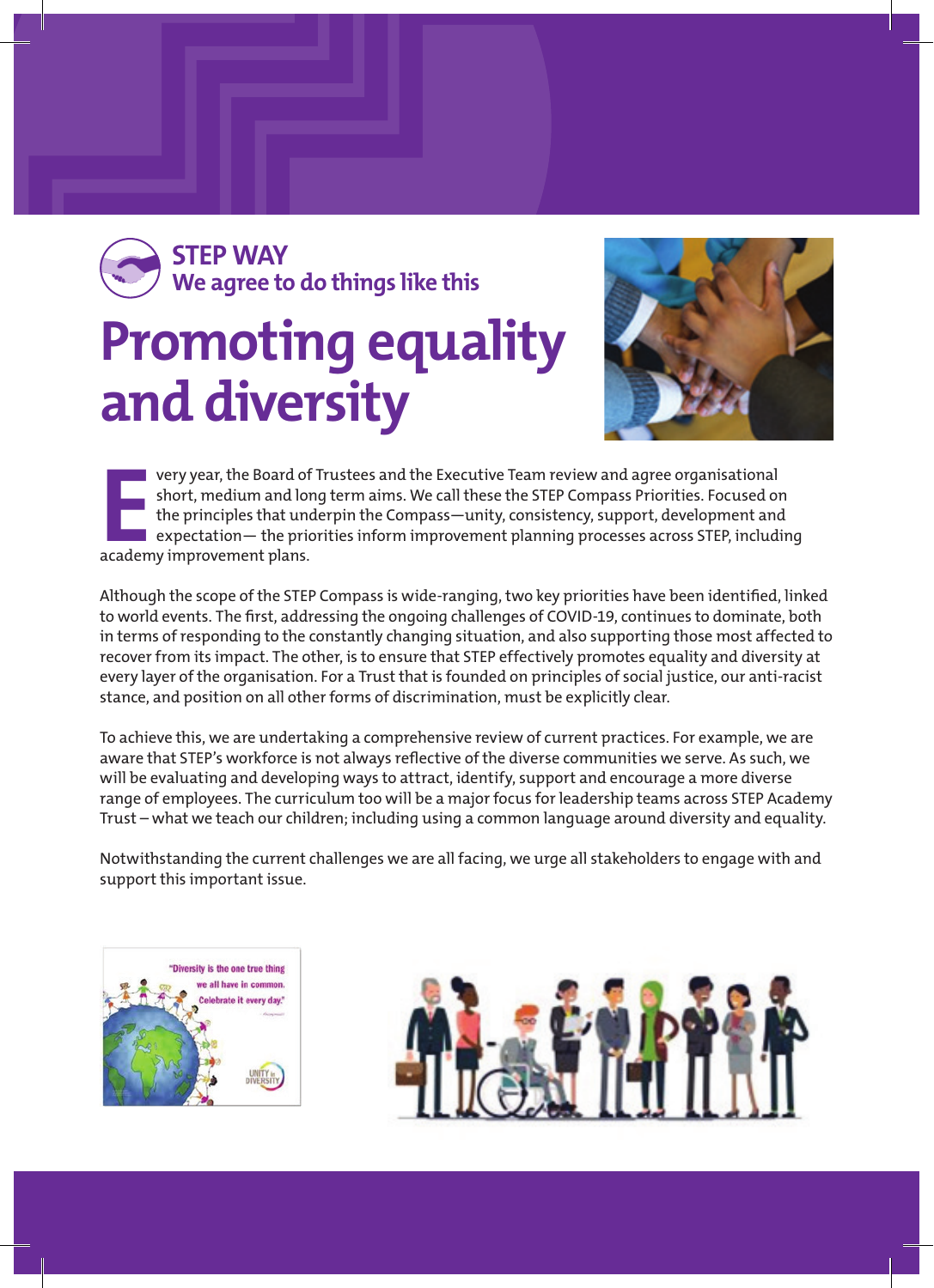STEP WAY
We agree to do things like this

# Promoting equality and diversity

Every year, the Board of Trustees and the Executive Team review and agree organisational short, medium and long term aims. We call these the STEP Compass Priorities. Focused on the principles that underpin the Compass—unity, consistency, support, development and expectation— the priorities inform improvement planning processes across STEP, including academy improvement plans.

Although the scope of the STEP Compass is wide-ranging, two key priorities have been identified, linked to world events. The first, addressing the ongoing challenges of COVID-19, continues to dominate, both in terms of responding to the constantly changing situation, and also supporting those most affected to recover from its impact. The other, is to ensure that STEP effectively promotes equality and diversity at every layer of the organisation. For a Trust that is founded on principles of social justice, our anti-racist stance, and position on all other forms of discrimination, must be explicitly clear.

To achieve this, we are undertaking a comprehensive review of current practices. For example, we are aware that STEP's workforce is not always reflective of the diverse communities we serve. As such, we will be evaluating and developing ways to attract, identify, support and encourage a more diverse range of employees. The curriculum too will be a major focus for leadership teams across STEP Academy Trust – what we teach our children; including using a common language around diversity and equality.

Notwithstanding the current challenges we are all facing, we urge all stakeholders to engage with and support this important issue.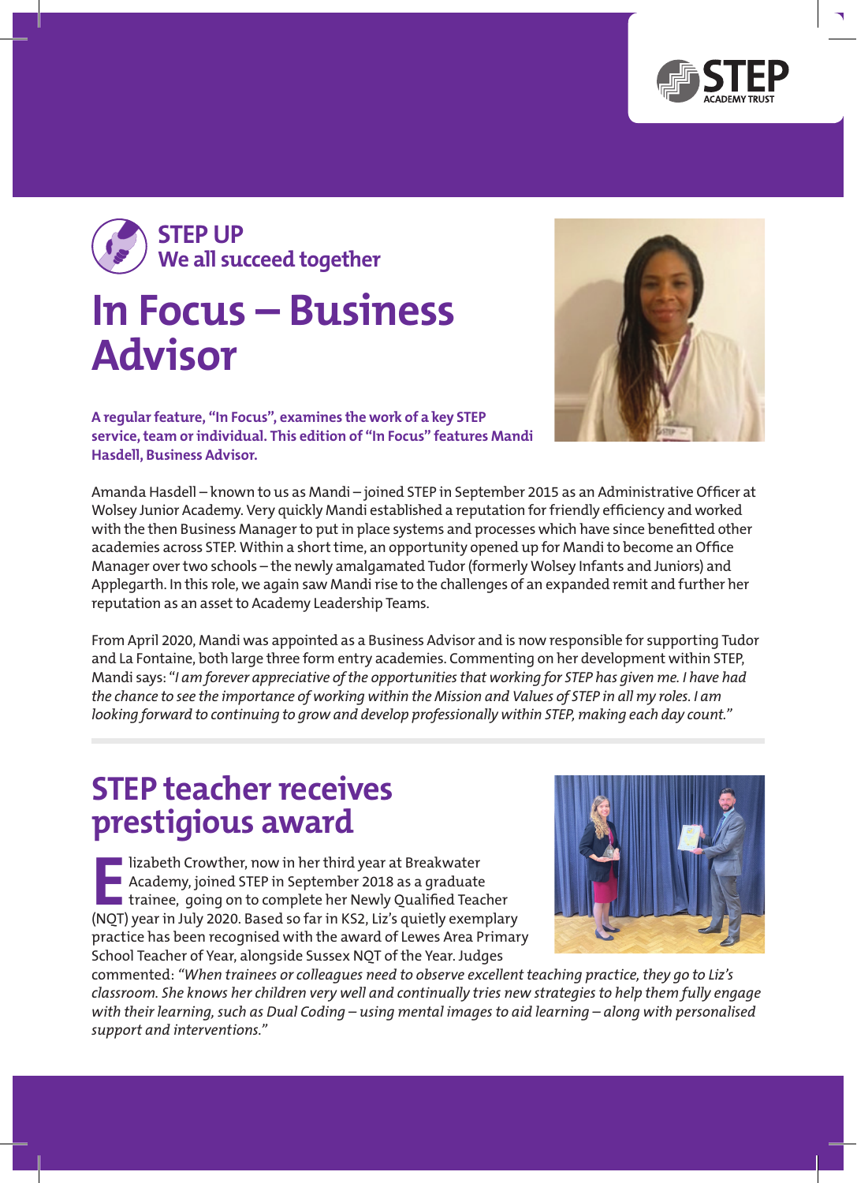**STEP UP**
**We all succeed together**

# In Focus – Business Advisor

**A regular feature, "In Focus", examines the work of a key STEP service, team or individual. This edition of "In Focus" features Mandi Hasdell, Business Advisor.**

Amanda Hasdell – known to us as Mandi – joined STEP in September 2015 as an Administrative Officer at Wolsey Junior Academy. Very quickly Mandi established a reputation for friendly efficiency and worked with the then Business Manager to put in place systems and processes which have since benefitted other academies across STEP. Within a short time, an opportunity opened up for Mandi to become an Office Manager over two schools – the newly amalgamated Tudor (formerly Wolsey Infants and Juniors) and Applegarth. In this role, we again saw Mandi rise to the challenges of an expanded remit and further her reputation as an asset to Academy Leadership Teams.

From April 2020, Mandi was appointed as a Business Advisor and is now responsible for supporting Tudor and La Fontaine, both large three form entry academies. Commenting on her development within STEP, Mandi says: "*I am forever appreciative of the opportunities that working for STEP has given me. I have had the chance to see the importance of working within the Mission and Values of STEP in all my roles. I am looking forward to continuing to grow and develop professionally within STEP, making each day count.*"

# STEP teacher receives prestigious award

Elizabeth Crowther, now in her third year at Breakwater Academy, joined STEP in September 2018 as a graduate trainee, going on to complete her Newly Qualified Teacher (NQT) year in July 2020. Based so far in KS2, Liz's quietly exemplary practice has been recognised with the award of Lewes Area Primary School Teacher of Year, alongside Sussex NQT of the Year. Judges commented: *"When trainees or colleagues need to observe excellent teaching practice, they go to Liz's classroom. She knows her children very well and continually tries new strategies to help them fully engage with their learning, such as Dual Coding – using mental images to aid learning – along with personalised support and interventions."*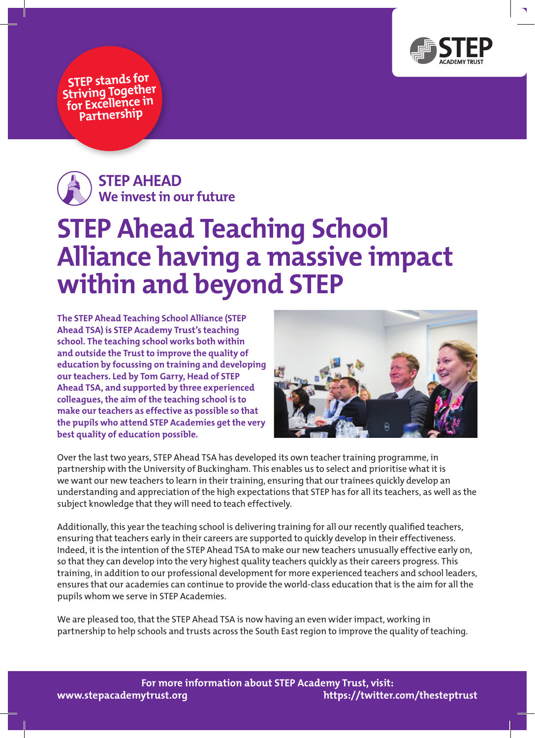STEP stands for Striving Together for Excellence in Partnership

STEP ACADEMY TRUST

**STEP AHEAD**
**We invest in our future**

# STEP Ahead Teaching School Alliance having a massive impact within and beyond STEP

**The STEP Ahead Teaching School Alliance (STEP Ahead TSA) is STEP Academy Trust's teaching school. The teaching school works both within and outside the Trust to improve the quality of education by focussing on training and developing our teachers. Led by Tom Garry, Head of STEP Ahead TSA, and supported by three experienced colleagues, the aim of the teaching school is to make our teachers as effective as possible so that the pupils who attend STEP Academies get the very best quality of education possible.**

Over the last two years, STEP Ahead TSA has developed its own teacher training programme, in partnership with the University of Buckingham. This enables us to select and prioritise what it is we want our new teachers to learn in their training, ensuring that our trainees quickly develop an understanding and appreciation of the high expectations that STEP has for all its teachers, as well as the subject knowledge that they will need to teach effectively.

Additionally, this year the teaching school is delivering training for all our recently qualified teachers, ensuring that teachers early in their careers are supported to quickly develop in their effectiveness. Indeed, it is the intention of the STEP Ahead TSA to make our new teachers unusually effective early on, so that they can develop into the very highest quality teachers quickly as their careers progress. This training, in addition to our professional development for more experienced teachers and school leaders, ensures that our academies can continue to provide the world-class education that is the aim for all the pupils whom we serve in STEP Academies.

We are pleased too, that the STEP Ahead TSA is now having an even wider impact, working in partnership to help schools and trusts across the South East region to improve the quality of teaching.

**For more information about STEP Academy Trust, visit:**
**www.stepacademytrust.org** **https://twitter.com/thesteptrust**